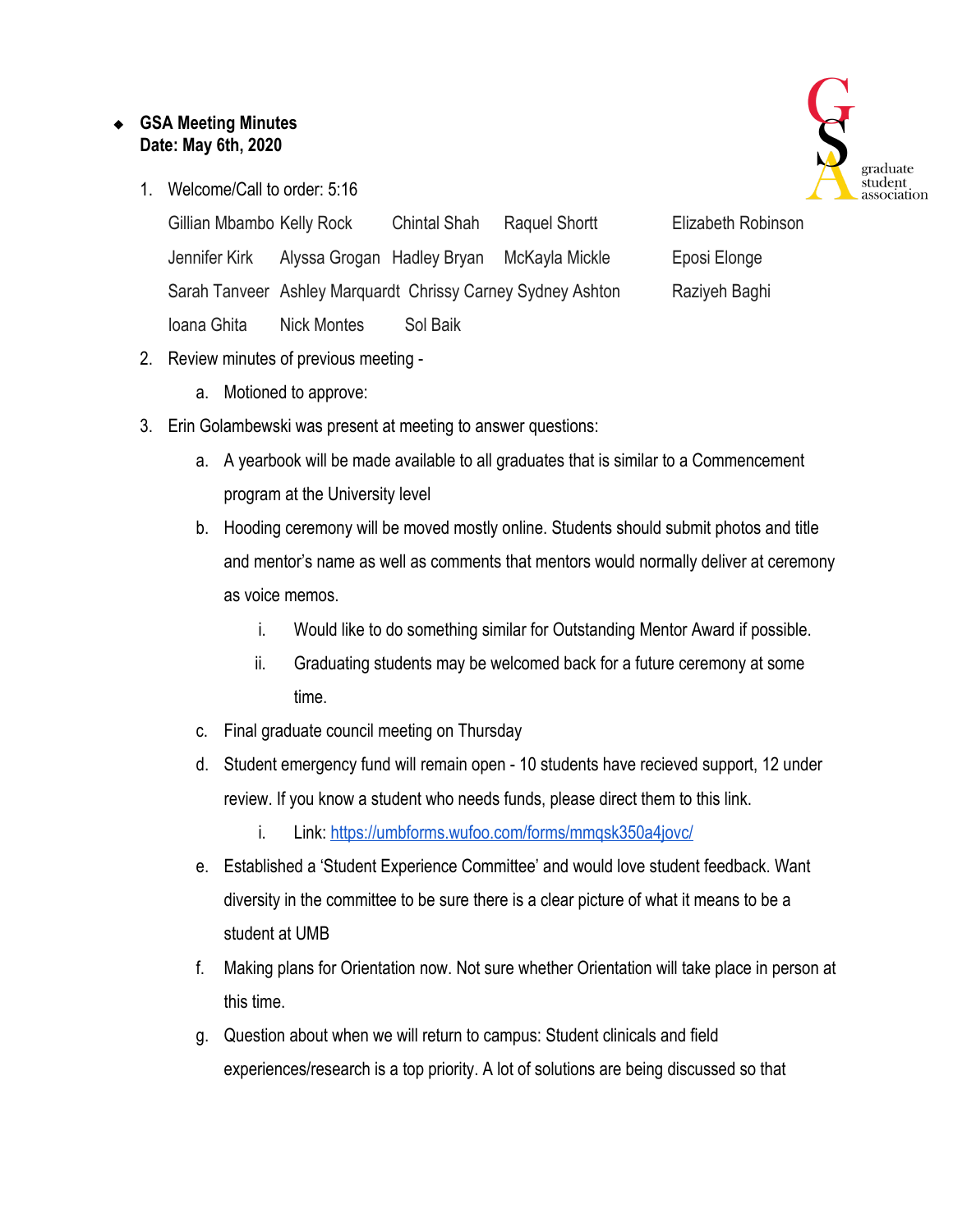- **GSA Meeting Minutes**
  **Date: May 6th, 2020**

1. Welcome/Call to order: 5:16

   Gillian Mbambo, Kelly Rock, Chintal Shah, Raquel Shortt, Elizabeth Robinson, Jennifer Kirk, Alyssa Grogan, Hadley Bryan, McKayla Mickle, Eposi Elonge, Sarah Tanveer, Ashley Marquardt, Chrissy Carney, Sydney Ashton, Raziyeh Baghi, Ioana Ghita, Nick Montes, Sol Baik

2. Review minutes of previous meeting -
   a. Motioned to approve:
3. Erin Golambewski was present at meeting to answer questions:
   a. A yearbook will be made available to all graduates that is similar to a Commencement program at the University level
   b. Hooding ceremony will be moved mostly online. Students should submit photos and title and mentor's name as well as comments that mentors would normally deliver at ceremony as voice memos.
      i. Would like to do something similar for Outstanding Mentor Award if possible.
      ii. Graduating students may be welcomed back for a future ceremony at some time.
   c. Final graduate council meeting on Thursday
   d. Student emergency fund will remain open - 10 students have recieved support, 12 under review. If you know a student who needs funds, please direct them to this link.
      i. Link: https://umbforms.wufoo.com/forms/mmqsk350a4jovc/
   e. Established a 'Student Experience Committee' and would love student feedback. Want diversity in the committee to be sure there is a clear picture of what it means to be a student at UMB
   f. Making plans for Orientation now. Not sure whether Orientation will take place in person at this time.
   g. Question about when we will return to campus: Student clinicals and field experiences/research is a top priority. A lot of solutions are being discussed so that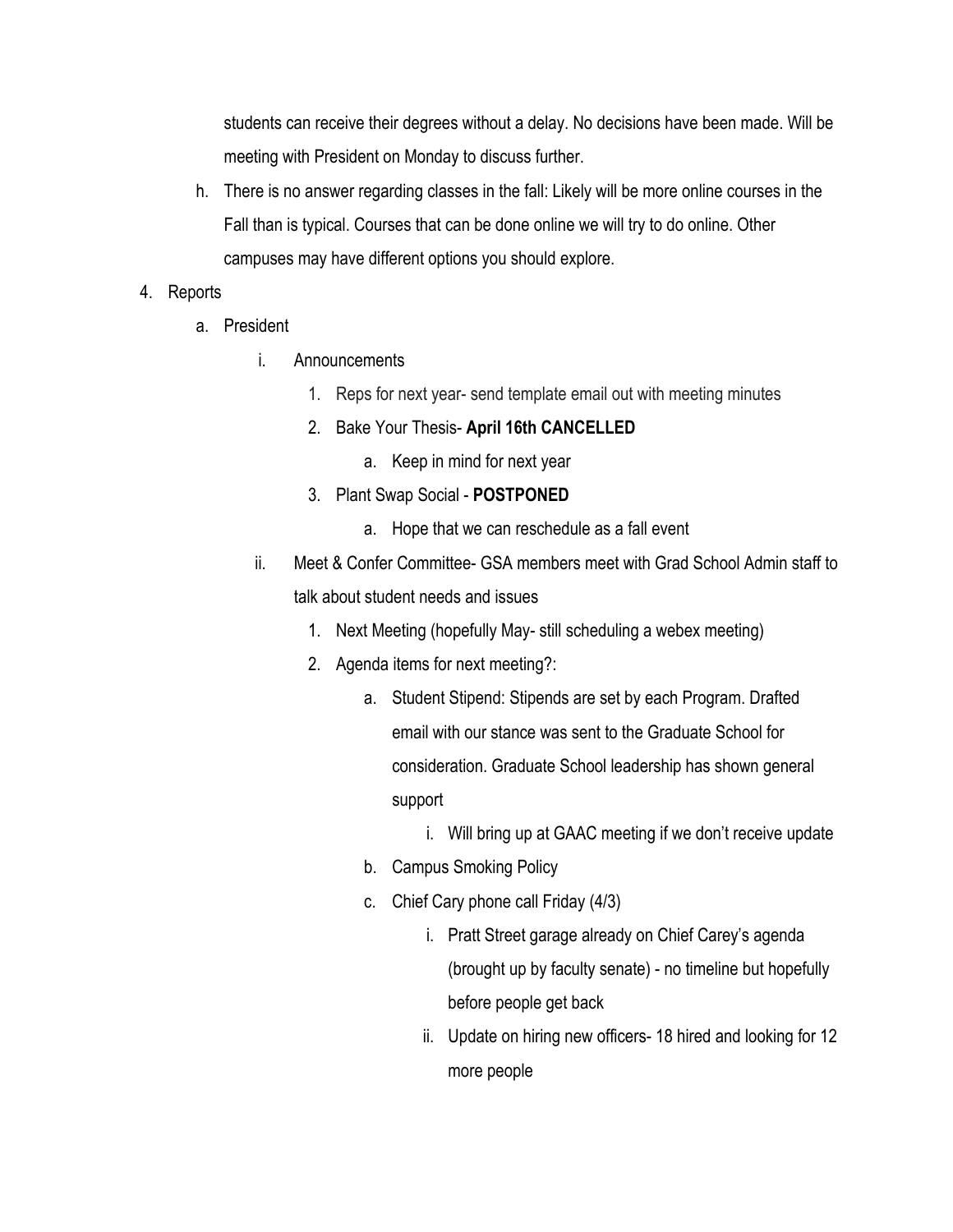students can receive their degrees without a delay. No decisions have been made. Will be meeting with President on Monday to discuss further.

h. There is no answer regarding classes in the fall: Likely will be more online courses in the Fall than is typical. Courses that can be done online we will try to do online. Other campuses may have different options you should explore.

4. Reports
    a. President
        i. Announcements
            1. Reps for next year- send template email out with meeting minutes
            2. Bake Your Thesis- **April 16th CANCELLED**
                a. Keep in mind for next year
            3. Plant Swap Social - **POSTPONED**
                a. Hope that we can reschedule as a fall event
        ii. Meet & Confer Committee- GSA members meet with Grad School Admin staff to talk about student needs and issues
            1. Next Meeting (hopefully May- still scheduling a webex meeting)
            2. Agenda items for next meeting?:
                a. Student Stipend: Stipends are set by each Program. Drafted email with our stance was sent to the Graduate School for consideration. Graduate School leadership has shown general support
                    i. Will bring up at GAAC meeting if we don't receive update
                b. Campus Smoking Policy
                c. Chief Cary phone call Friday (4/3)
                    i. Pratt Street garage already on Chief Carey's agenda (brought up by faculty senate) - no timeline but hopefully before people get back
                    ii. Update on hiring new officers- 18 hired and looking for 12 more people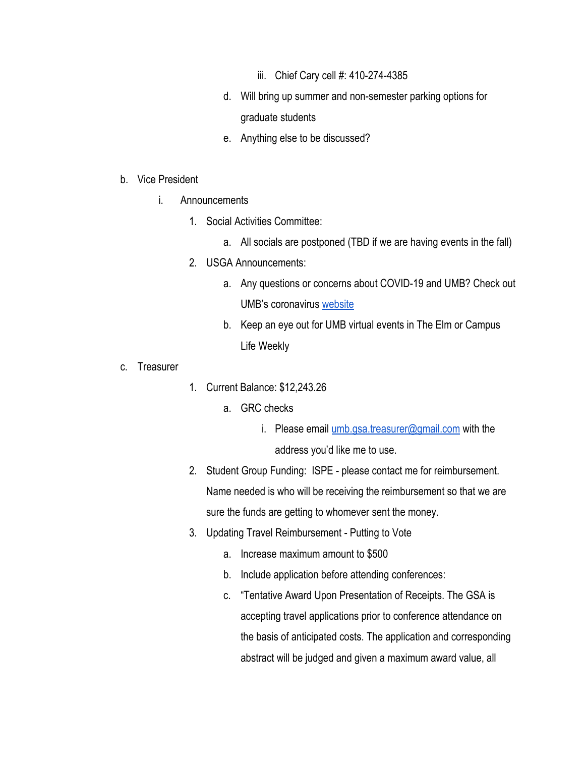iii. Chief Cary cell #: 410-274-4385

d. Will bring up summer and non-semester parking options for graduate students

e. Anything else to be discussed?

b. Vice President

i. Announcements

1. Social Activities Committee:

a. All socials are postponed (TBD if we are having events in the fall)

2. USGA Announcements:

a. Any questions or concerns about COVID-19 and UMB? Check out UMB's coronavirus [website]()

b. Keep an eye out for UMB virtual events in The Elm or Campus Life Weekly

c. Treasurer

1. Current Balance: $12,243.26

a. GRC checks

i. Please email [umb.gsa.treasurer@gmail.com](mailto:umb.gsa.treasurer@gmail.com) with the address you'd like me to use.

2. Student Group Funding: ISPE - please contact me for reimbursement. Name needed is who will be receiving the reimbursement so that we are sure the funds are getting to whomever sent the money.

3. Updating Travel Reimbursement - Putting to Vote

a. Increase maximum amount to $500

b. Include application before attending conferences:

c. "Tentative Award Upon Presentation of Receipts. The GSA is accepting travel applications prior to conference attendance on the basis of anticipated costs. The application and corresponding abstract will be judged and given a maximum award value, all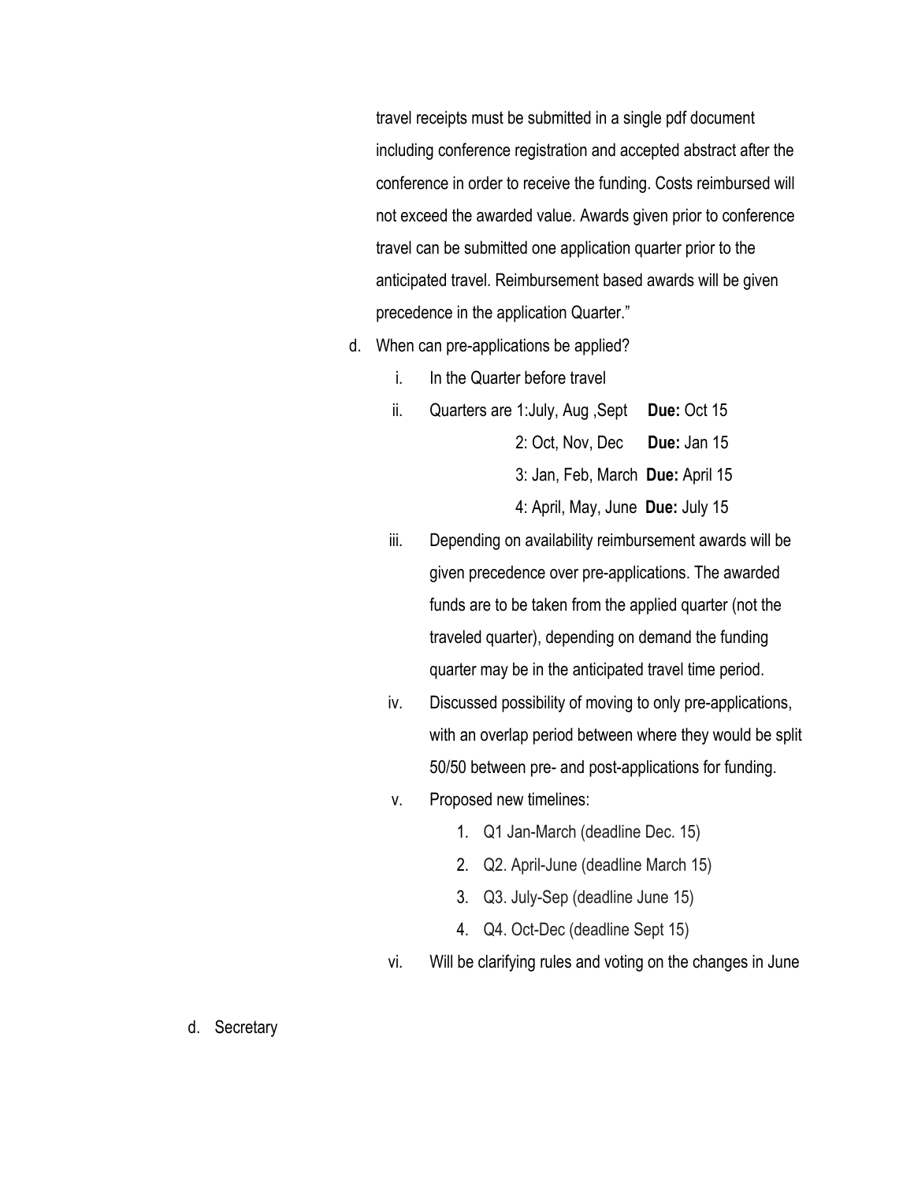travel receipts must be submitted in a single pdf document including conference registration and accepted abstract after the conference in order to receive the funding. Costs reimbursed will not exceed the awarded value. Awards given prior to conference travel can be submitted one application quarter prior to the anticipated travel. Reimbursement based awards will be given precedence in the application Quarter."

d. When can pre-applications be applied?
   i. In the Quarter before travel
   ii. Quarters are 1:July, Aug ,Sept **Due:** Oct 15
       2: Oct, Nov, Dec **Due:** Jan 15
       3: Jan, Feb, March **Due:** April 15
       4: April, May, June **Due:** July 15
   iii. Depending on availability reimbursement awards will be given precedence over pre-applications. The awarded funds are to be taken from the applied quarter (not the traveled quarter), depending on demand the funding quarter may be in the anticipated travel time period.
   iv. Discussed possibility of moving to only pre-applications, with an overlap period between where they would be split 50/50 between pre- and post-applications for funding.
   v. Proposed new timelines:
      1. Q1 Jan-March (deadline Dec. 15)
      2. Q2. April-June (deadline March 15)
      3. Q3. July-Sep (deadline June 15)
      4. Q4. Oct-Dec (deadline Sept 15)
   vi. Will be clarifying rules and voting on the changes in June

d. Secretary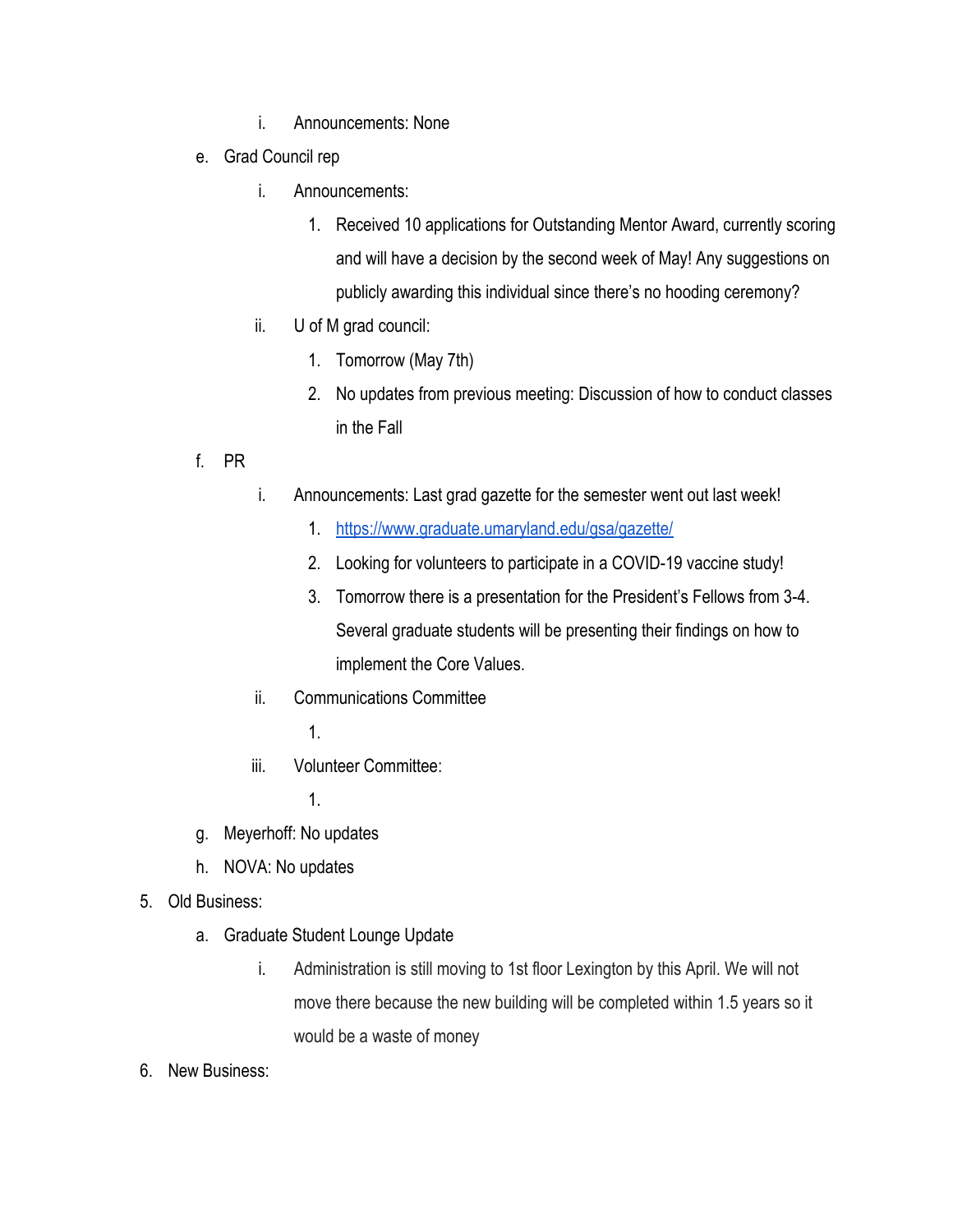i. Announcements: None

   e. Grad Council rep
      i. Announcements:
         1. Received 10 applications for Outstanding Mentor Award, currently scoring and will have a decision by the second week of May! Any suggestions on publicly awarding this individual since there's no hooding ceremony?
      ii. U of M grad council:
         1. Tomorrow (May 7th)
         2. No updates from previous meeting: Discussion of how to conduct classes in the Fall
   f. PR
      i. Announcements: Last grad gazette for the semester went out last week!
         1. [https://www.graduate.umaryland.edu/gsa/gazette/](https://www.graduate.umaryland.edu/gsa/gazette/)
         2. Looking for volunteers to participate in a COVID-19 vaccine study!
         3. Tomorrow there is a presentation for the President's Fellows from 3-4. Several graduate students will be presenting their findings on how to implement the Core Values.
      ii. Communications Committee
         1.
      iii. Volunteer Committee:
         1.
   g. Meyerhoff: No updates
   h. NOVA: No updates
5. Old Business:
   a. Graduate Student Lounge Update
      i. Administration is still moving to 1st floor Lexington by this April. We will not move there because the new building will be completed within 1.5 years so it would be a waste of money
6. New Business: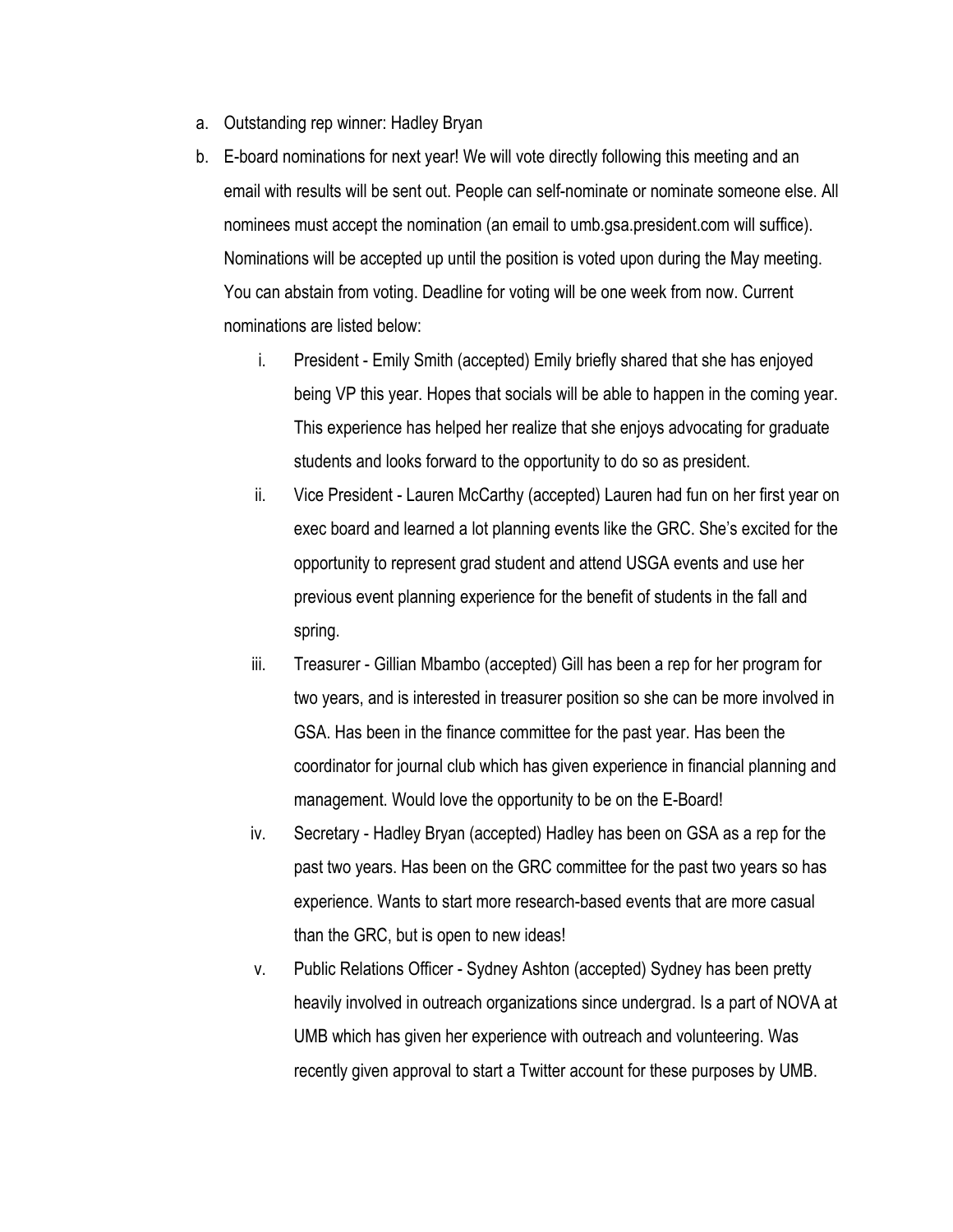a. Outstanding rep winner: Hadley Bryan

b. E-board nominations for next year! We will vote directly following this meeting and an email with results will be sent out. People can self-nominate or nominate someone else. All nominees must accept the nomination (an email to umb.gsa.president.com will suffice). Nominations will be accepted up until the position is voted upon during the May meeting. You can abstain from voting. Deadline for voting will be one week from now. Current nominations are listed below:

    i. President - Emily Smith (accepted) Emily briefly shared that she has enjoyed being VP this year. Hopes that socials will be able to happen in the coming year. This experience has helped her realize that she enjoys advocating for graduate students and looks forward to the opportunity to do so as president.

    ii. Vice President - Lauren McCarthy (accepted) Lauren had fun on her first year on exec board and learned a lot planning events like the GRC. She's excited for the opportunity to represent grad student and attend USGA events and use her previous event planning experience for the benefit of students in the fall and spring.

    iii. Treasurer - Gillian Mbambo (accepted) Gill has been a rep for her program for two years, and is interested in treasurer position so she can be more involved in GSA. Has been in the finance committee for the past year. Has been the coordinator for journal club which has given experience in financial planning and management. Would love the opportunity to be on the E-Board!

    iv. Secretary - Hadley Bryan (accepted) Hadley has been on GSA as a rep for the past two years. Has been on the GRC committee for the past two years so has experience. Wants to start more research-based events that are more casual than the GRC, but is open to new ideas!

    v. Public Relations Officer - Sydney Ashton (accepted) Sydney has been pretty heavily involved in outreach organizations since undergrad. Is a part of NOVA at UMB which has given her experience with outreach and volunteering. Was recently given approval to start a Twitter account for these purposes by UMB.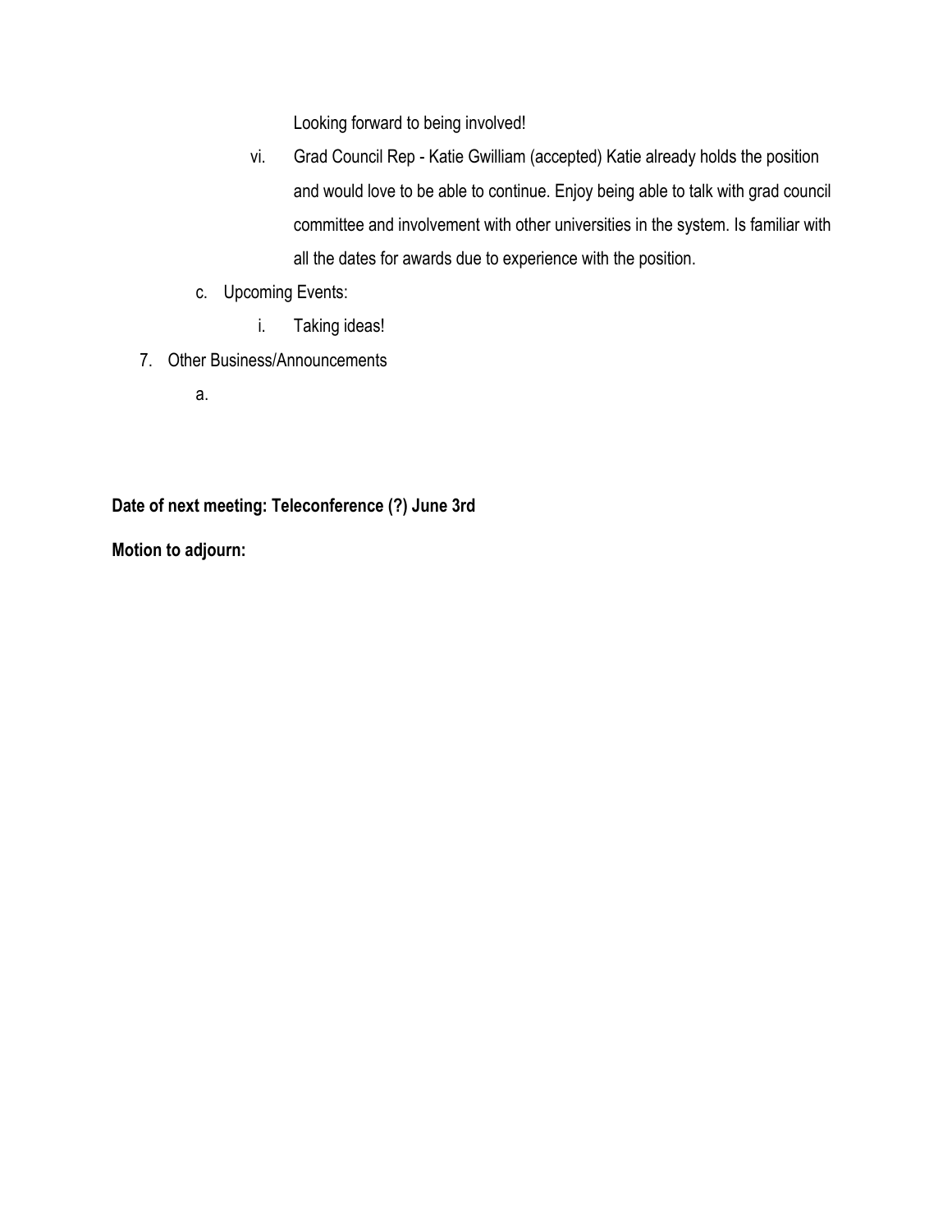Looking forward to being involved!

   vi. Grad Council Rep - Katie Gwilliam (accepted) Katie already holds the position and would love to be able to continue. Enjoy being able to talk with grad council committee and involvement with other universities in the system. Is familiar with all the dates for awards due to experience with the position.

c. Upcoming Events:
   i. Taking ideas!

7. Other Business/Announcements
   a.

**Date of next meeting: Teleconference (?) June 3rd**

**Motion to adjourn:**